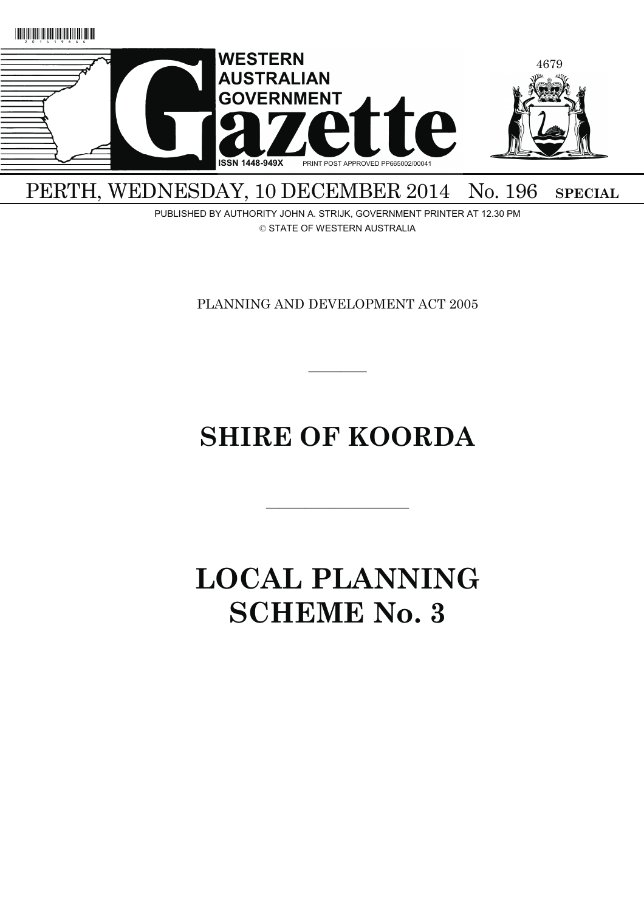# WESTERN AUSTRALIAN GOVERNMENT Gazette

ISSN 1448-949X PRINT POST APPROVED PP665002/00041

4679

PERTH, WEDNESDAY, 10 DECEMBER 2014 No. 196 **SPECIAL**

PUBLISHED BY AUTHORITY JOHN A. STRIJK, GOVERNMENT PRINTER AT 12.30 PM

© STATE OF WESTERN AUSTRALIA

PLANNING AND DEVELOPMENT ACT 2005

---

# SHIRE OF KOORDA

---

# LOCAL PLANNING SCHEME No. 3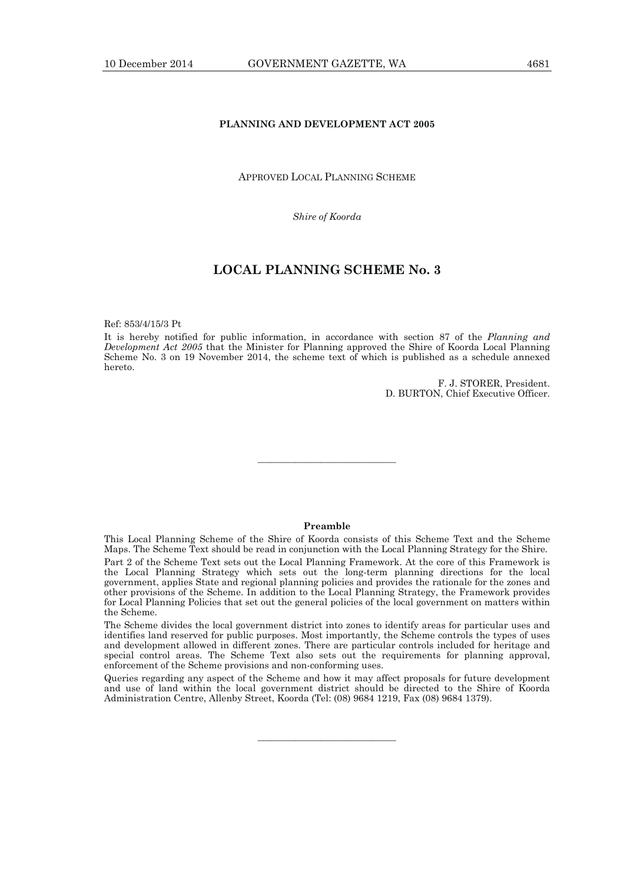**PLANNING AND DEVELOPMENT ACT 2005**

APPROVED LOCAL PLANNING SCHEME

*Shire of Koorda*

# LOCAL PLANNING SCHEME No. 3

Ref: 853/4/15/3 Pt

It is hereby notified for public information, in accordance with section 87 of the *Planning and Development Act 2005* that the Minister for Planning approved the Shire of Koorda Local Planning Scheme No. 3 on 19 November 2014, the scheme text of which is published as a schedule annexed hereto.

F. J. STORER, President.
D. BURTON, Chief Executive Officer.

---

**Preamble**

This Local Planning Scheme of the Shire of Koorda consists of this Scheme Text and the Scheme Maps. The Scheme Text should be read in conjunction with the Local Planning Strategy for the Shire.

Part 2 of the Scheme Text sets out the Local Planning Framework. At the core of this Framework is the Local Planning Strategy which sets out the long-term planning directions for the local government, applies State and regional planning policies and provides the rationale for the zones and other provisions of the Scheme. In addition to the Local Planning Strategy, the Framework provides for Local Planning Policies that set out the general policies of the local government on matters within the Scheme.

The Scheme divides the local government district into zones to identify areas for particular uses and identifies land reserved for public purposes. Most importantly, the Scheme controls the types of uses and development allowed in different zones. There are particular controls included for heritage and special control areas. The Scheme Text also sets out the requirements for planning approval, enforcement of the Scheme provisions and non-conforming uses.

Queries regarding any aspect of the Scheme and how it may affect proposals for future development and use of land within the local government district should be directed to the Shire of Koorda Administration Centre, Allenby Street, Koorda (Tel: (08) 9684 1219, Fax (08) 9684 1379).

---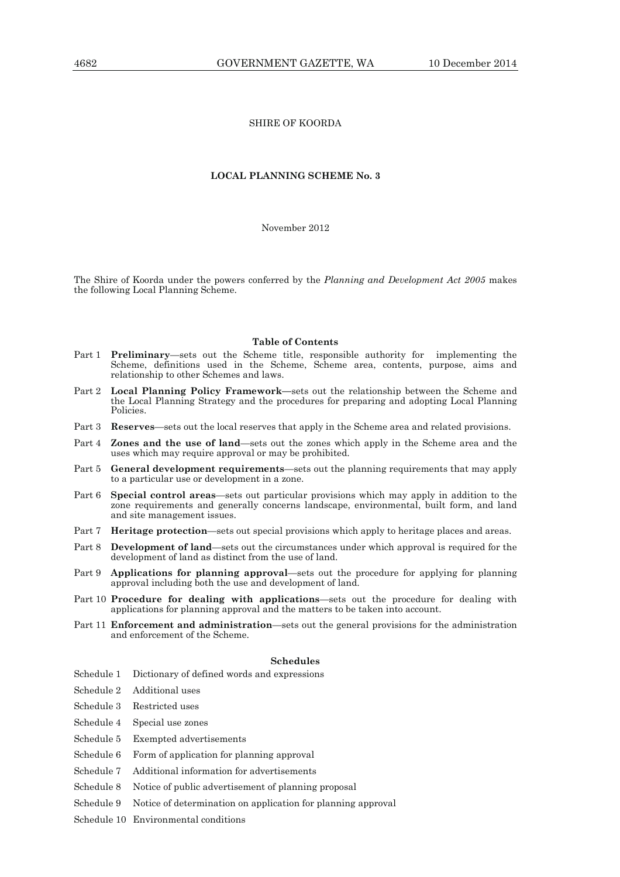SHIRE OF KOORDA

**LOCAL PLANNING SCHEME No. 3**

November 2012

The Shire of Koorda under the powers conferred by the *Planning and Development Act 2005* makes the following Local Planning Scheme.

**Table of Contents**

Part 1 **Preliminary**—sets out the Scheme title, responsible authority for implementing the Scheme, definitions used in the Scheme, Scheme area, contents, purpose, aims and relationship to other Schemes and laws.

Part 2 **Local Planning Policy Framework—**sets out the relationship between the Scheme and the Local Planning Strategy and the procedures for preparing and adopting Local Planning Policies.

Part 3 **Reserves**—sets out the local reserves that apply in the Scheme area and related provisions.

Part 4 **Zones and the use of land**—sets out the zones which apply in the Scheme area and the uses which may require approval or may be prohibited.

Part 5 **General development requirements**—sets out the planning requirements that may apply to a particular use or development in a zone.

Part 6 **Special control areas**—sets out particular provisions which may apply in addition to the zone requirements and generally concerns landscape, environmental, built form, and land and site management issues.

Part 7 **Heritage protection**—sets out special provisions which apply to heritage places and areas.

Part 8 **Development of land**—sets out the circumstances under which approval is required for the development of land as distinct from the use of land.

Part 9 **Applications for planning approval**—sets out the procedure for applying for planning approval including both the use and development of land.

Part 10 **Procedure for dealing with applications**—sets out the procedure for dealing with applications for planning approval and the matters to be taken into account.

Part 11 **Enforcement and administration**—sets out the general provisions for the administration and enforcement of the Scheme.

**Schedules**

Schedule 1 Dictionary of defined words and expressions

Schedule 2 Additional uses

Schedule 3 Restricted uses

Schedule 4 Special use zones

Schedule 5 Exempted advertisements

Schedule 6 Form of application for planning approval

Schedule 7 Additional information for advertisements

Schedule 8 Notice of public advertisement of planning proposal

Schedule 9 Notice of determination on application for planning approval

Schedule 10 Environmental conditions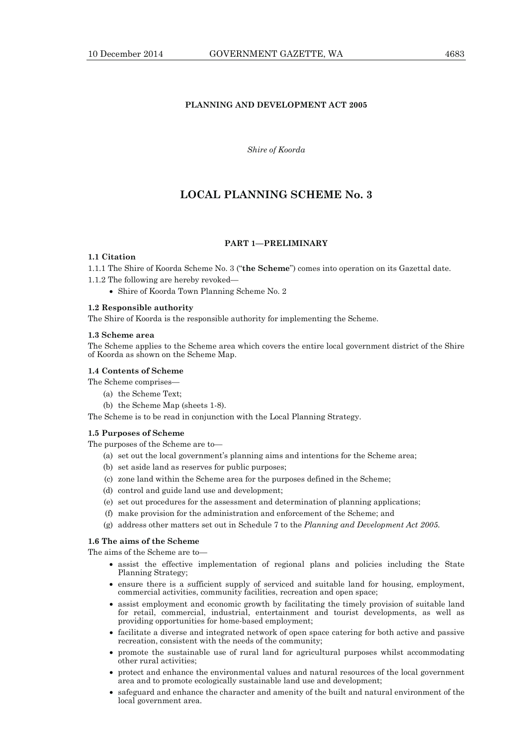**PLANNING AND DEVELOPMENT ACT 2005**

*Shire of Koorda*

# LOCAL PLANNING SCHEME No. 3

## PART 1—PRELIMINARY

### 1.1 Citation

1.1.1 The Shire of Koorda Scheme No. 3 ("**the Scheme**") comes into operation on its Gazettal date.

1.1.2 The following are hereby revoked—

- Shire of Koorda Town Planning Scheme No. 2

### 1.2 Responsible authority

The Shire of Koorda is the responsible authority for implementing the Scheme.

### 1.3 Scheme area

The Scheme applies to the Scheme area which covers the entire local government district of the Shire of Koorda as shown on the Scheme Map.

### 1.4 Contents of Scheme

The Scheme comprises—

(a) the Scheme Text;

(b) the Scheme Map (sheets 1-8).

The Scheme is to be read in conjunction with the Local Planning Strategy.

### 1.5 Purposes of Scheme

The purposes of the Scheme are to—

(a) set out the local government's planning aims and intentions for the Scheme area;

(b) set aside land as reserves for public purposes;

(c) zone land within the Scheme area for the purposes defined in the Scheme;

(d) control and guide land use and development;

(e) set out procedures for the assessment and determination of planning applications;

(f) make provision for the administration and enforcement of the Scheme; and

(g) address other matters set out in Schedule 7 to the *Planning and Development Act 2005*.

### 1.6 The aims of the Scheme

The aims of the Scheme are to—

- assist the effective implementation of regional plans and policies including the State Planning Strategy;
- ensure there is a sufficient supply of serviced and suitable land for housing, employment, commercial activities, community facilities, recreation and open space;
- assist employment and economic growth by facilitating the timely provision of suitable land for retail, commercial, industrial, entertainment and tourist developments, as well as providing opportunities for home-based employment;
- facilitate a diverse and integrated network of open space catering for both active and passive recreation, consistent with the needs of the community;
- promote the sustainable use of rural land for agricultural purposes whilst accommodating other rural activities;
- protect and enhance the environmental values and natural resources of the local government area and to promote ecologically sustainable land use and development;
- safeguard and enhance the character and amenity of the built and natural environment of the local government area.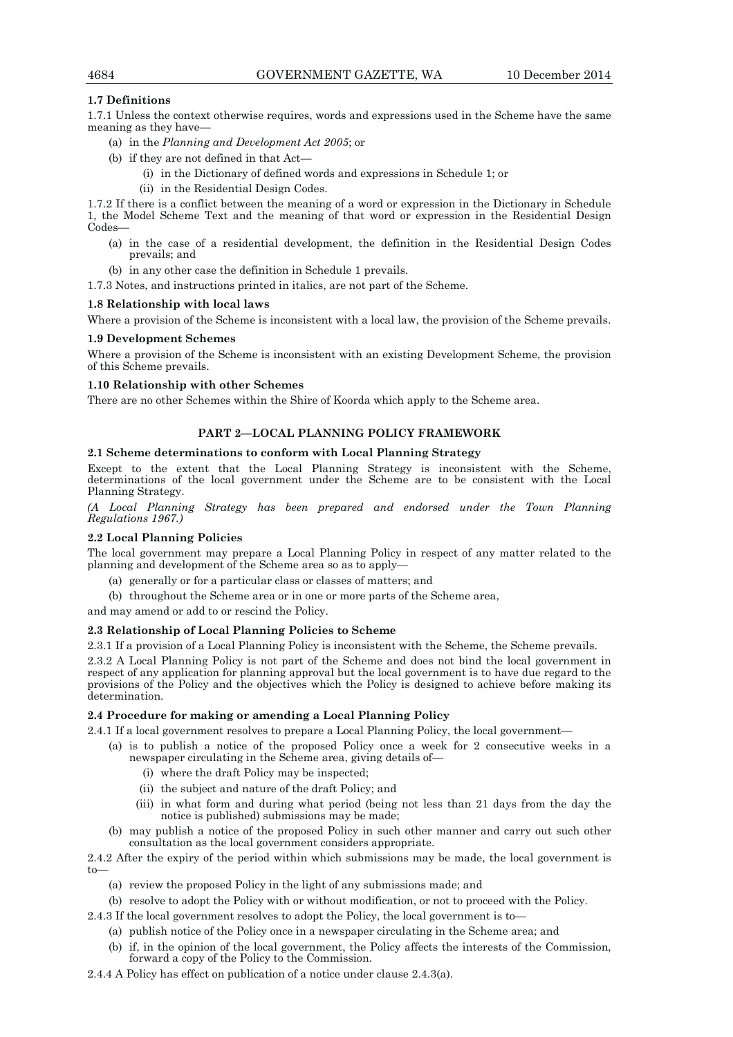**1.7 Definitions**

1.7.1 Unless the context otherwise requires, words and expressions used in the Scheme have the same meaning as they have—

- (a) in the *Planning and Development Act 2005*; or
- (b) if they are not defined in that Act—
  - (i) in the Dictionary of defined words and expressions in Schedule 1; or
  - (ii) in the Residential Design Codes.

1.7.2 If there is a conflict between the meaning of a word or expression in the Dictionary in Schedule 1, the Model Scheme Text and the meaning of that word or expression in the Residential Design Codes—

- (a) in the case of a residential development, the definition in the Residential Design Codes prevails; and
- (b) in any other case the definition in Schedule 1 prevails.

1.7.3 Notes, and instructions printed in italics, are not part of the Scheme.

**1.8 Relationship with local laws**

Where a provision of the Scheme is inconsistent with a local law, the provision of the Scheme prevails.

**1.9 Development Schemes**

Where a provision of the Scheme is inconsistent with an existing Development Scheme, the provision of this Scheme prevails.

**1.10 Relationship with other Schemes**

There are no other Schemes within the Shire of Koorda which apply to the Scheme area.

## PART 2—LOCAL PLANNING POLICY FRAMEWORK

**2.1 Scheme determinations to conform with Local Planning Strategy**

Except to the extent that the Local Planning Strategy is inconsistent with the Scheme, determinations of the local government under the Scheme are to be consistent with the Local Planning Strategy.

*(A Local Planning Strategy has been prepared and endorsed under the Town Planning Regulations 1967.)*

**2.2 Local Planning Policies**

The local government may prepare a Local Planning Policy in respect of any matter related to the planning and development of the Scheme area so as to apply—

- (a) generally or for a particular class or classes of matters; and
- (b) throughout the Scheme area or in one or more parts of the Scheme area,

and may amend or add to or rescind the Policy.

**2.3 Relationship of Local Planning Policies to Scheme**

2.3.1 If a provision of a Local Planning Policy is inconsistent with the Scheme, the Scheme prevails.

2.3.2 A Local Planning Policy is not part of the Scheme and does not bind the local government in respect of any application for planning approval but the local government is to have due regard to the provisions of the Policy and the objectives which the Policy is designed to achieve before making its determination.

**2.4 Procedure for making or amending a Local Planning Policy**

2.4.1 If a local government resolves to prepare a Local Planning Policy, the local government—

- (a) is to publish a notice of the proposed Policy once a week for 2 consecutive weeks in a newspaper circulating in the Scheme area, giving details of—
  - (i) where the draft Policy may be inspected;
  - (ii) the subject and nature of the draft Policy; and
  - (iii) in what form and during what period (being not less than 21 days from the day the notice is published) submissions may be made;
- (b) may publish a notice of the proposed Policy in such other manner and carry out such other consultation as the local government considers appropriate.

2.4.2 After the expiry of the period within which submissions may be made, the local government is to—

- (a) review the proposed Policy in the light of any submissions made; and
- (b) resolve to adopt the Policy with or without modification, or not to proceed with the Policy.

2.4.3 If the local government resolves to adopt the Policy, the local government is to—

- (a) publish notice of the Policy once in a newspaper circulating in the Scheme area; and
- (b) if, in the opinion of the local government, the Policy affects the interests of the Commission, forward a copy of the Policy to the Commission.

2.4.4 A Policy has effect on publication of a notice under clause 2.4.3(a).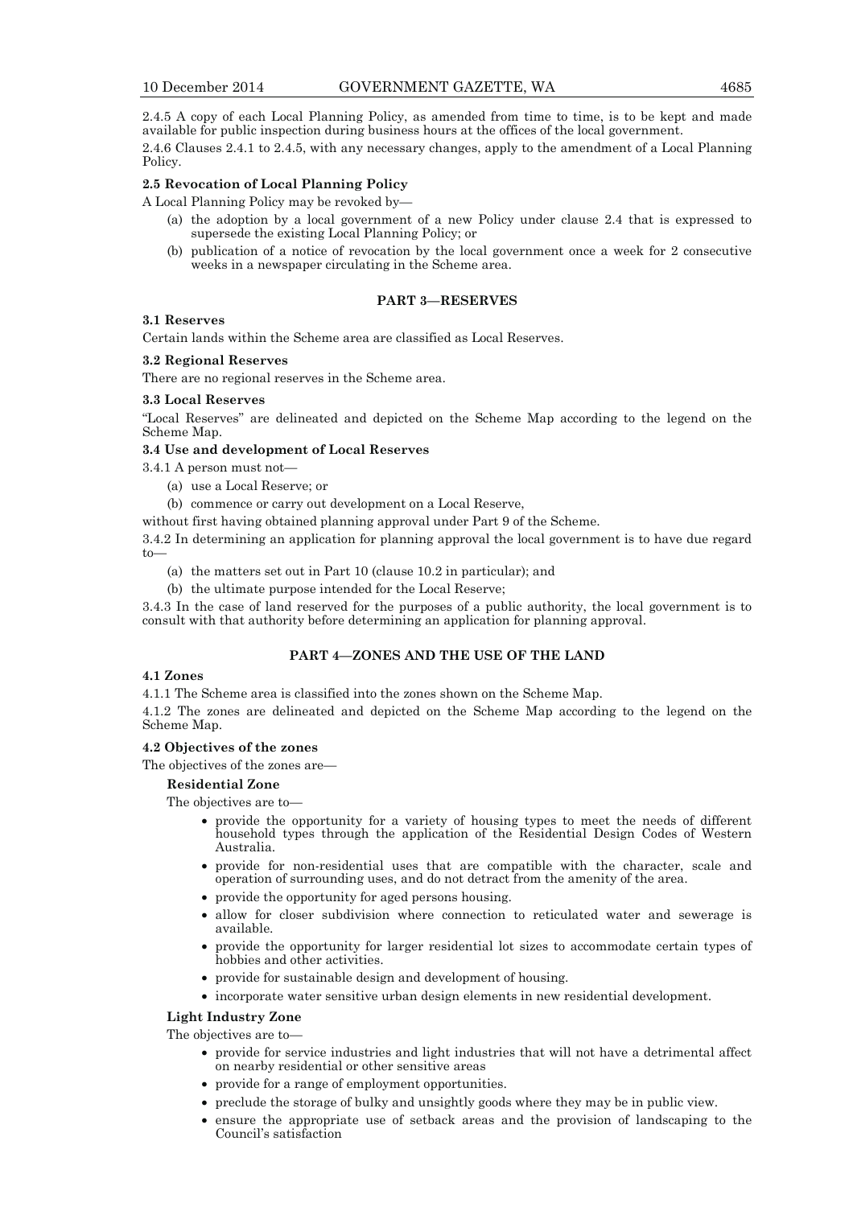2.4.5 A copy of each Local Planning Policy, as amended from time to time, is to be kept and made available for public inspection during business hours at the offices of the local government.

2.4.6 Clauses 2.4.1 to 2.4.5, with any necessary changes, apply to the amendment of a Local Planning Policy.

**2.5 Revocation of Local Planning Policy**

A Local Planning Policy may be revoked by—

(a) the adoption by a local government of a new Policy under clause 2.4 that is expressed to supersede the existing Local Planning Policy; or

(b) publication of a notice of revocation by the local government once a week for 2 consecutive weeks in a newspaper circulating in the Scheme area.

## PART 3—RESERVES

**3.1 Reserves**

Certain lands within the Scheme area are classified as Local Reserves.

**3.2 Regional Reserves**

There are no regional reserves in the Scheme area.

**3.3 Local Reserves**

"Local Reserves" are delineated and depicted on the Scheme Map according to the legend on the Scheme Map.

**3.4 Use and development of Local Reserves**

3.4.1 A person must not—

(a) use a Local Reserve; or

(b) commence or carry out development on a Local Reserve,

without first having obtained planning approval under Part 9 of the Scheme.

3.4.2 In determining an application for planning approval the local government is to have due regard to—

(a) the matters set out in Part 10 (clause 10.2 in particular); and

(b) the ultimate purpose intended for the Local Reserve;

3.4.3 In the case of land reserved for the purposes of a public authority, the local government is to consult with that authority before determining an application for planning approval.

## PART 4—ZONES AND THE USE OF THE LAND

**4.1 Zones**

4.1.1 The Scheme area is classified into the zones shown on the Scheme Map.

4.1.2 The zones are delineated and depicted on the Scheme Map according to the legend on the Scheme Map.

**4.2 Objectives of the zones**

The objectives of the zones are—

**Residential Zone**

The objectives are to—

- provide the opportunity for a variety of housing types to meet the needs of different household types through the application of the Residential Design Codes of Western Australia.
- provide for non-residential uses that are compatible with the character, scale and operation of surrounding uses, and do not detract from the amenity of the area.
- provide the opportunity for aged persons housing.
- allow for closer subdivision where connection to reticulated water and sewerage is available.
- provide the opportunity for larger residential lot sizes to accommodate certain types of hobbies and other activities.
- provide for sustainable design and development of housing.
- incorporate water sensitive urban design elements in new residential development.

**Light Industry Zone**

The objectives are to—

- provide for service industries and light industries that will not have a detrimental affect on nearby residential or other sensitive areas
- provide for a range of employment opportunities.
- preclude the storage of bulky and unsightly goods where they may be in public view.
- ensure the appropriate use of setback areas and the provision of landscaping to the Council's satisfaction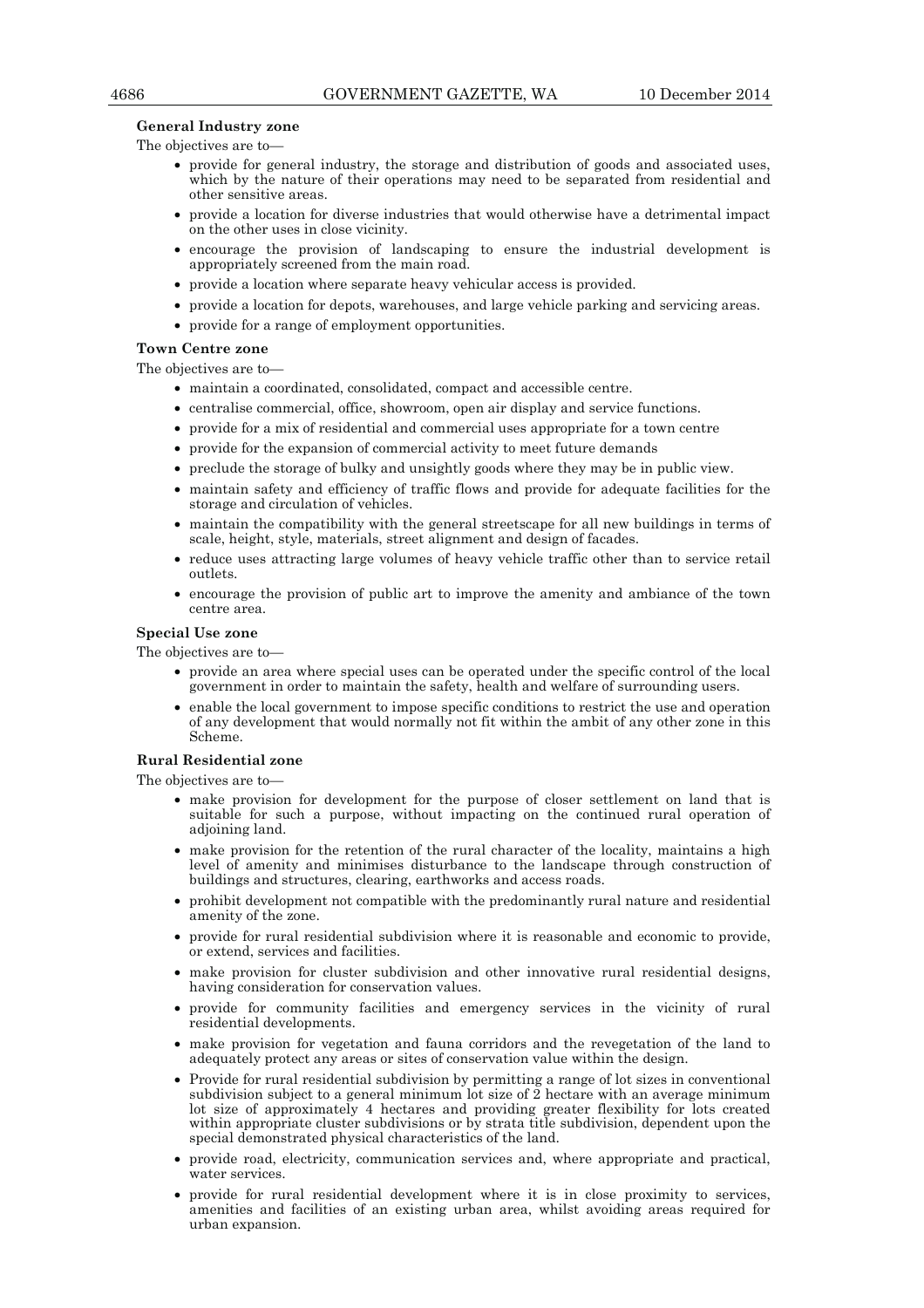**General Industry zone**

The objectives are to—

- provide for general industry, the storage and distribution of goods and associated uses, which by the nature of their operations may need to be separated from residential and other sensitive areas.
- provide a location for diverse industries that would otherwise have a detrimental impact on the other uses in close vicinity.
- encourage the provision of landscaping to ensure the industrial development is appropriately screened from the main road.
- provide a location where separate heavy vehicular access is provided.
- provide a location for depots, warehouses, and large vehicle parking and servicing areas.
- provide for a range of employment opportunities.

**Town Centre zone**

The objectives are to—

- maintain a coordinated, consolidated, compact and accessible centre.
- centralise commercial, office, showroom, open air display and service functions.
- provide for a mix of residential and commercial uses appropriate for a town centre
- provide for the expansion of commercial activity to meet future demands
- preclude the storage of bulky and unsightly goods where they may be in public view.
- maintain safety and efficiency of traffic flows and provide for adequate facilities for the storage and circulation of vehicles.
- maintain the compatibility with the general streetscape for all new buildings in terms of scale, height, style, materials, street alignment and design of facades.
- reduce uses attracting large volumes of heavy vehicle traffic other than to service retail outlets.
- encourage the provision of public art to improve the amenity and ambiance of the town centre area.

**Special Use zone**

The objectives are to—

- provide an area where special uses can be operated under the specific control of the local government in order to maintain the safety, health and welfare of surrounding users.
- enable the local government to impose specific conditions to restrict the use and operation of any development that would normally not fit within the ambit of any other zone in this Scheme.

**Rural Residential zone**

The objectives are to—

- make provision for development for the purpose of closer settlement on land that is suitable for such a purpose, without impacting on the continued rural operation of adjoining land.
- make provision for the retention of the rural character of the locality, maintains a high level of amenity and minimises disturbance to the landscape through construction of buildings and structures, clearing, earthworks and access roads.
- prohibit development not compatible with the predominantly rural nature and residential amenity of the zone.
- provide for rural residential subdivision where it is reasonable and economic to provide, or extend, services and facilities.
- make provision for cluster subdivision and other innovative rural residential designs, having consideration for conservation values.
- provide for community facilities and emergency services in the vicinity of rural residential developments.
- make provision for vegetation and fauna corridors and the revegetation of the land to adequately protect any areas or sites of conservation value within the design.
- Provide for rural residential subdivision by permitting a range of lot sizes in conventional subdivision subject to a general minimum lot size of 2 hectare with an average minimum lot size of approximately 4 hectares and providing greater flexibility for lots created within appropriate cluster subdivisions or by strata title subdivision, dependent upon the special demonstrated physical characteristics of the land.
- provide road, electricity, communication services and, where appropriate and practical, water services.
- provide for rural residential development where it is in close proximity to services, amenities and facilities of an existing urban area, whilst avoiding areas required for urban expansion.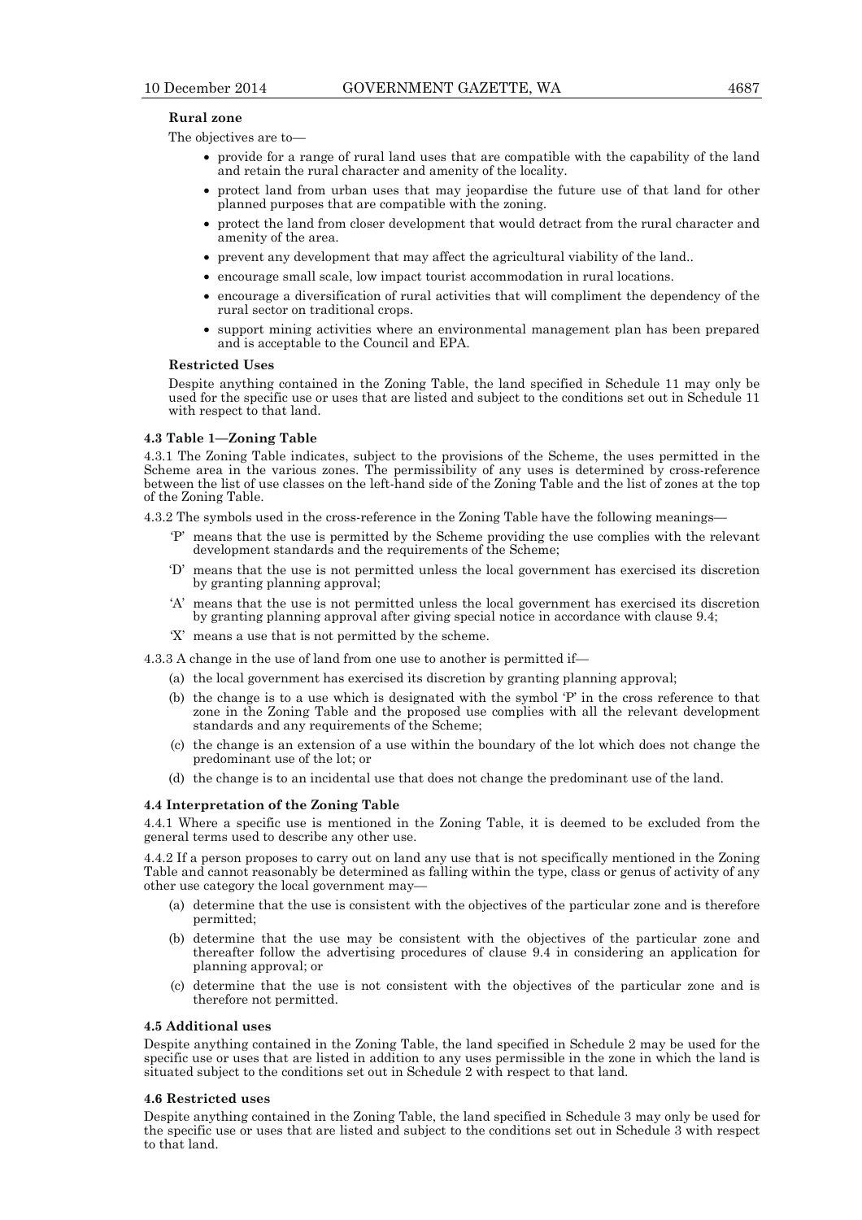**Rural zone**

The objectives are to—

- provide for a range of rural land uses that are compatible with the capability of the land and retain the rural character and amenity of the locality.
- protect land from urban uses that may jeopardise the future use of that land for other planned purposes that are compatible with the zoning.
- protect the land from closer development that would detract from the rural character and amenity of the area.
- prevent any development that may affect the agricultural viability of the land..
- encourage small scale, low impact tourist accommodation in rural locations.
- encourage a diversification of rural activities that will compliment the dependency of the rural sector on traditional crops.
- support mining activities where an environmental management plan has been prepared and is acceptable to the Council and EPA.

**Restricted Uses**

Despite anything contained in the Zoning Table, the land specified in Schedule 11 may only be used for the specific use or uses that are listed and subject to the conditions set out in Schedule 11 with respect to that land.

**4.3 Table 1—Zoning Table**

4.3.1 The Zoning Table indicates, subject to the provisions of the Scheme, the uses permitted in the Scheme area in the various zones. The permissibility of any uses is determined by cross-reference between the list of use classes on the left-hand side of the Zoning Table and the list of zones at the top of the Zoning Table.

4.3.2 The symbols used in the cross-reference in the Zoning Table have the following meanings—

'P' means that the use is permitted by the Scheme providing the use complies with the relevant development standards and the requirements of the Scheme;

'D' means that the use is not permitted unless the local government has exercised its discretion by granting planning approval;

'A' means that the use is not permitted unless the local government has exercised its discretion by granting planning approval after giving special notice in accordance with clause 9.4;

'X' means a use that is not permitted by the scheme.

4.3.3 A change in the use of land from one use to another is permitted if—

(a) the local government has exercised its discretion by granting planning approval;

(b) the change is to a use which is designated with the symbol 'P' in the cross reference to that zone in the Zoning Table and the proposed use complies with all the relevant development standards and any requirements of the Scheme;

(c) the change is an extension of a use within the boundary of the lot which does not change the predominant use of the lot; or

(d) the change is to an incidental use that does not change the predominant use of the land.

**4.4 Interpretation of the Zoning Table**

4.4.1 Where a specific use is mentioned in the Zoning Table, it is deemed to be excluded from the general terms used to describe any other use.

4.4.2 If a person proposes to carry out on land any use that is not specifically mentioned in the Zoning Table and cannot reasonably be determined as falling within the type, class or genus of activity of any other use category the local government may—

(a) determine that the use is consistent with the objectives of the particular zone and is therefore permitted;

(b) determine that the use may be consistent with the objectives of the particular zone and thereafter follow the advertising procedures of clause 9.4 in considering an application for planning approval; or

(c) determine that the use is not consistent with the objectives of the particular zone and is therefore not permitted.

**4.5 Additional uses**

Despite anything contained in the Zoning Table, the land specified in Schedule 2 may be used for the specific use or uses that are listed in addition to any uses permissible in the zone in which the land is situated subject to the conditions set out in Schedule 2 with respect to that land.

**4.6 Restricted uses**

Despite anything contained in the Zoning Table, the land specified in Schedule 3 may only be used for the specific use or uses that are listed and subject to the conditions set out in Schedule 3 with respect to that land.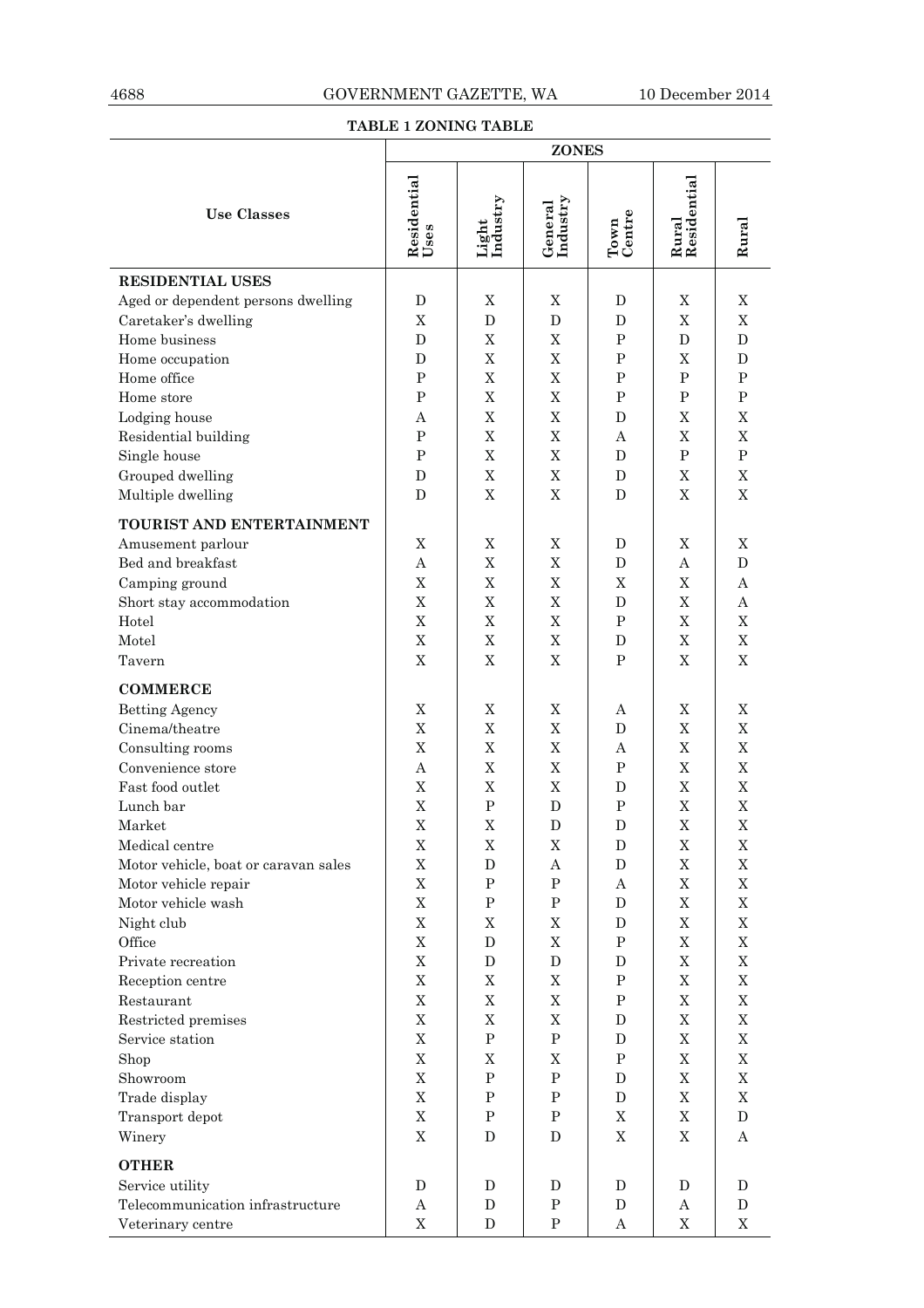**TABLE 1 ZONING TABLE**

| Use Classes | ZONES | | | | | |
|---|---|---|---|---|---|---|
| | Residential Uses | Light Industry | General Industry | Town Centre | Rural Residential | Rural |
| **RESIDENTIAL USES** | | | | | | |
| Aged or dependent persons dwelling | D | X | X | D | X | X |
| Caretaker's dwelling | X | D | D | D | X | X |
| Home business | D | X | X | P | D | D |
| Home occupation | D | X | X | P | X | D |
| Home office | P | X | X | P | P | P |
| Home store | P | X | X | P | P | P |
| Lodging house | A | X | X | D | X | X |
| Residential building | P | X | X | A | X | X |
| Single house | P | X | X | D | P | P |
| Grouped dwelling | D | X | X | D | X | X |
| Multiple dwelling | D | X | X | D | X | X |
| **TOURIST AND ENTERTAINMENT** | | | | | | |
| Amusement parlour | X | X | X | D | X | X |
| Bed and breakfast | A | X | X | D | A | D |
| Camping ground | X | X | X | X | X | A |
| Short stay accommodation | X | X | X | D | X | A |
| Hotel | X | X | X | P | X | X |
| Motel | X | X | X | D | X | X |
| Tavern | X | X | X | P | X | X |
| **COMMERCE** | | | | | | |
| Betting Agency | X | X | X | A | X | X |
| Cinema/theatre | X | X | X | D | X | X |
| Consulting rooms | X | X | X | A | X | X |
| Convenience store | A | X | X | P | X | X |
| Fast food outlet | X | X | X | D | X | X |
| Lunch bar | X | P | D | P | X | X |
| Market | X | X | D | D | X | X |
| Medical centre | X | X | X | D | X | X |
| Motor vehicle, boat or caravan sales | X | D | A | D | X | X |
| Motor vehicle repair | X | P | P | A | X | X |
| Motor vehicle wash | X | P | P | D | X | X |
| Night club | X | X | X | D | X | X |
| Office | X | D | X | P | X | X |
| Private recreation | X | D | D | D | X | X |
| Reception centre | X | X | X | P | X | X |
| Restaurant | X | X | X | P | X | X |
| Restricted premises | X | X | X | D | X | X |
| Service station | X | P | P | D | X | X |
| Shop | X | X | X | P | X | X |
| Showroom | X | P | P | D | X | X |
| Trade display | X | P | P | D | X | X |
| Transport depot | X | P | P | X | X | D |
| Winery | X | D | D | X | X | A |
| **OTHER** | | | | | | |
| Service utility | D | D | D | D | D | D |
| Telecommunication infrastructure | A | D | P | D | A | D |
| Veterinary centre | X | D | P | A | X | X |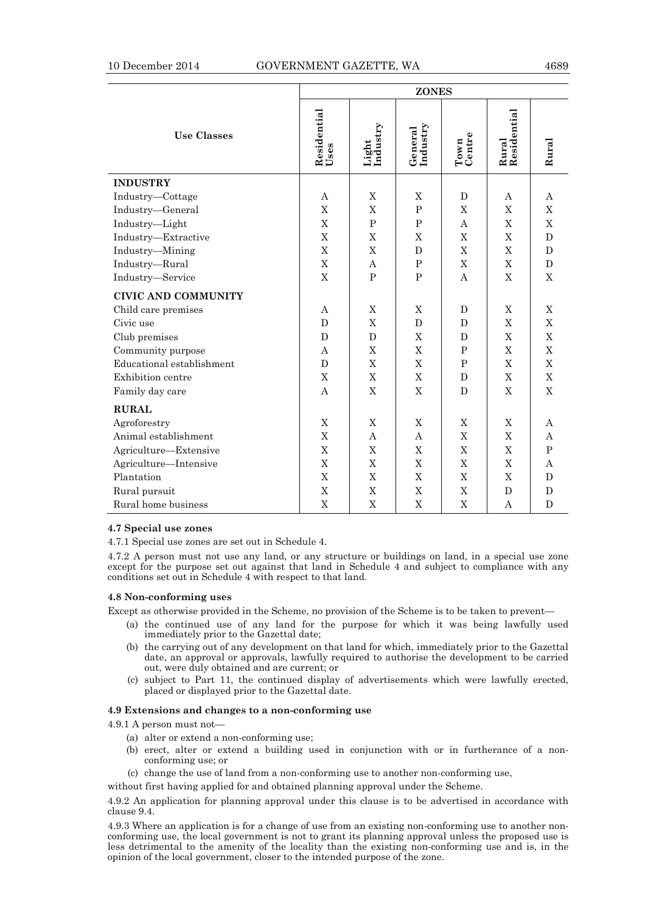| Use Classes | ZONES | | | | | |
|---|---|---|---|---|---|---|
| | Residential Uses | Light Industry | General Industry | Town Centre | Rural Residential | Rural |
| **INDUSTRY** | | | | | | |
| Industry—Cottage | A | X | X | D | A | A |
| Industry—General | X | X | P | X | X | X |
| Industry—Light | X | P | P | A | X | X |
| Industry—Extractive | X | X | X | X | X | D |
| Industry—Mining | X | X | D | X | X | D |
| Industry—Rural | X | A | P | X | X | D |
| Industry—Service | X | P | P | A | X | X |
| **CIVIC AND COMMUNITY** | | | | | | |
| Child care premises | A | X | X | D | X | X |
| Civic use | D | X | D | D | X | X |
| Club premises | D | D | X | D | X | X |
| Community purpose | A | X | X | P | X | X |
| Educational establishment | D | X | X | P | X | X |
| Exhibition centre | X | X | X | D | X | X |
| Family day care | A | X | X | D | X | X |
| **RURAL** | | | | | | |
| Agroforestry | X | X | X | X | X | A |
| Animal establishment | X | A | A | X | X | A |
| Agriculture—Extensive | X | X | X | X | X | P |
| Agriculture—Intensive | X | X | X | X | X | A |
| Plantation | X | X | X | X | X | D |
| Rural pursuit | X | X | X | X | D | D |
| Rural home business | X | X | X | X | A | D |

**4.7 Special use zones**

4.7.1 Special use zones are set out in Schedule 4.

4.7.2 A person must not use any land, or any structure or buildings on land, in a special use zone except for the purpose set out against that land in Schedule 4 and subject to compliance with any conditions set out in Schedule 4 with respect to that land.

**4.8 Non-conforming uses**

Except as otherwise provided in the Scheme, no provision of the Scheme is to be taken to prevent—

(a) the continued use of any land for the purpose for which it was being lawfully used immediately prior to the Gazettal date;

(b) the carrying out of any development on that land for which, immediately prior to the Gazettal date, an approval or approvals, lawfully required to authorise the development to be carried out, were duly obtained and are current; or

(c) subject to Part 11, the continued display of advertisements which were lawfully erected, placed or displayed prior to the Gazettal date.

**4.9 Extensions and changes to a non-conforming use**

4.9.1 A person must not—

(a) alter or extend a non-conforming use;

(b) erect, alter or extend a building used in conjunction with or in furtherance of a non-conforming use; or

(c) change the use of land from a non-conforming use to another non-conforming use,

without first having applied for and obtained planning approval under the Scheme.

4.9.2 An application for planning approval under this clause is to be advertised in accordance with clause 9.4.

4.9.3 Where an application is for a change of use from an existing non-conforming use to another non-conforming use, the local government is not to grant its planning approval unless the proposed use is less detrimental to the amenity of the locality than the existing non-conforming use and is, in the opinion of the local government, closer to the intended purpose of the zone.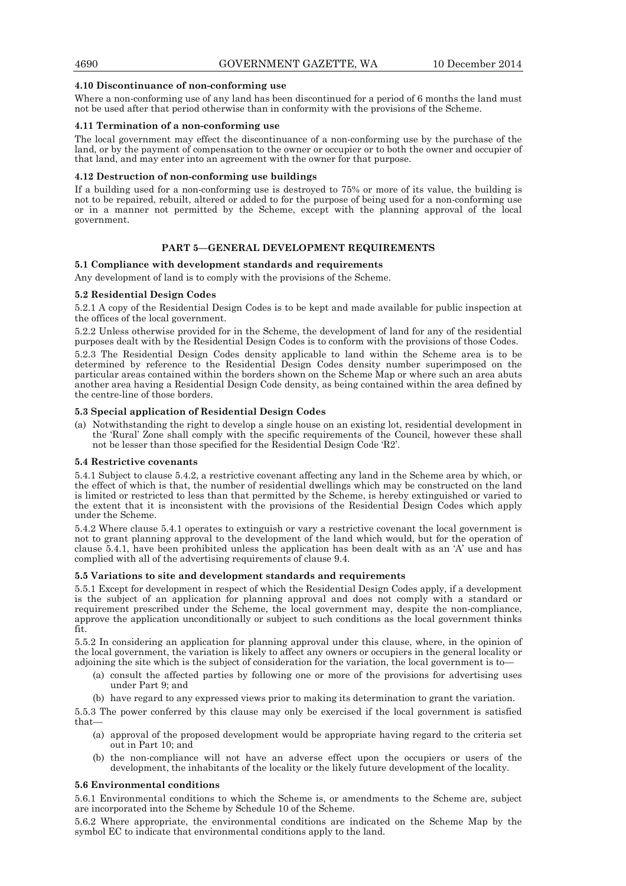**4.10 Discontinuance of non-conforming use**

Where a non-conforming use of any land has been discontinued for a period of 6 months the land must not be used after that period otherwise than in conformity with the provisions of the Scheme.

**4.11 Termination of a non-conforming use**

The local government may effect the discontinuance of a non-conforming use by the purchase of the land, or by the payment of compensation to the owner or occupier or to both the owner and occupier of that land, and may enter into an agreement with the owner for that purpose.

**4.12 Destruction of non-conforming use buildings**

If a building used for a non-conforming use is destroyed to 75% or more of its value, the building is not to be repaired, rebuilt, altered or added to for the purpose of being used for a non-conforming use or in a manner not permitted by the Scheme, except with the planning approval of the local government.

## PART 5—GENERAL DEVELOPMENT REQUIREMENTS

**5.1 Compliance with development standards and requirements**

Any development of land is to comply with the provisions of the Scheme.

**5.2 Residential Design Codes**

5.2.1 A copy of the Residential Design Codes is to be kept and made available for public inspection at the offices of the local government.

5.2.2 Unless otherwise provided for in the Scheme, the development of land for any of the residential purposes dealt with by the Residential Design Codes is to conform with the provisions of those Codes.

5.2.3 The Residential Design Codes density applicable to land within the Scheme area is to be determined by reference to the Residential Design Codes density number superimposed on the particular areas contained within the borders shown on the Scheme Map or where such an area abuts another area having a Residential Design Code density, as being contained within the area defined by the centre-line of those borders.

**5.3 Special application of Residential Design Codes**

(a) Notwithstanding the right to develop a single house on an existing lot, residential development in the 'Rural' Zone shall comply with the specific requirements of the Council, however these shall not be lesser than those specified for the Residential Design Code 'R2'.

**5.4 Restrictive covenants**

5.4.1 Subject to clause 5.4.2, a restrictive covenant affecting any land in the Scheme area by which, or the effect of which is that, the number of residential dwellings which may be constructed on the land is limited or restricted to less than that permitted by the Scheme, is hereby extinguished or varied to the extent that it is inconsistent with the provisions of the Residential Design Codes which apply under the Scheme.

5.4.2 Where clause 5.4.1 operates to extinguish or vary a restrictive covenant the local government is not to grant planning approval to the development of the land which would, but for the operation of clause 5.4.1, have been prohibited unless the application has been dealt with as an 'A' use and has complied with all of the advertising requirements of clause 9.4.

**5.5 Variations to site and development standards and requirements**

5.5.1 Except for development in respect of which the Residential Design Codes apply, if a development is the subject of an application for planning approval and does not comply with a standard or requirement prescribed under the Scheme, the local government may, despite the non-compliance, approve the application unconditionally or subject to such conditions as the local government thinks fit.

5.5.2 In considering an application for planning approval under this clause, where, in the opinion of the local government, the variation is likely to affect any owners or occupiers in the general locality or adjoining the site which is the subject of consideration for the variation, the local government is to—

(a) consult the affected parties by following one or more of the provisions for advertising uses under Part 9; and

(b) have regard to any expressed views prior to making its determination to grant the variation.

5.5.3 The power conferred by this clause may only be exercised if the local government is satisfied that—

(a) approval of the proposed development would be appropriate having regard to the criteria set out in Part 10; and

(b) the non-compliance will not have an adverse effect upon the occupiers or users of the development, the inhabitants of the locality or the likely future development of the locality.

**5.6 Environmental conditions**

5.6.1 Environmental conditions to which the Scheme is, or amendments to the Scheme are, subject are incorporated into the Scheme by Schedule 10 of the Scheme.

5.6.2 Where appropriate, the environmental conditions are indicated on the Scheme Map by the symbol EC to indicate that environmental conditions apply to the land.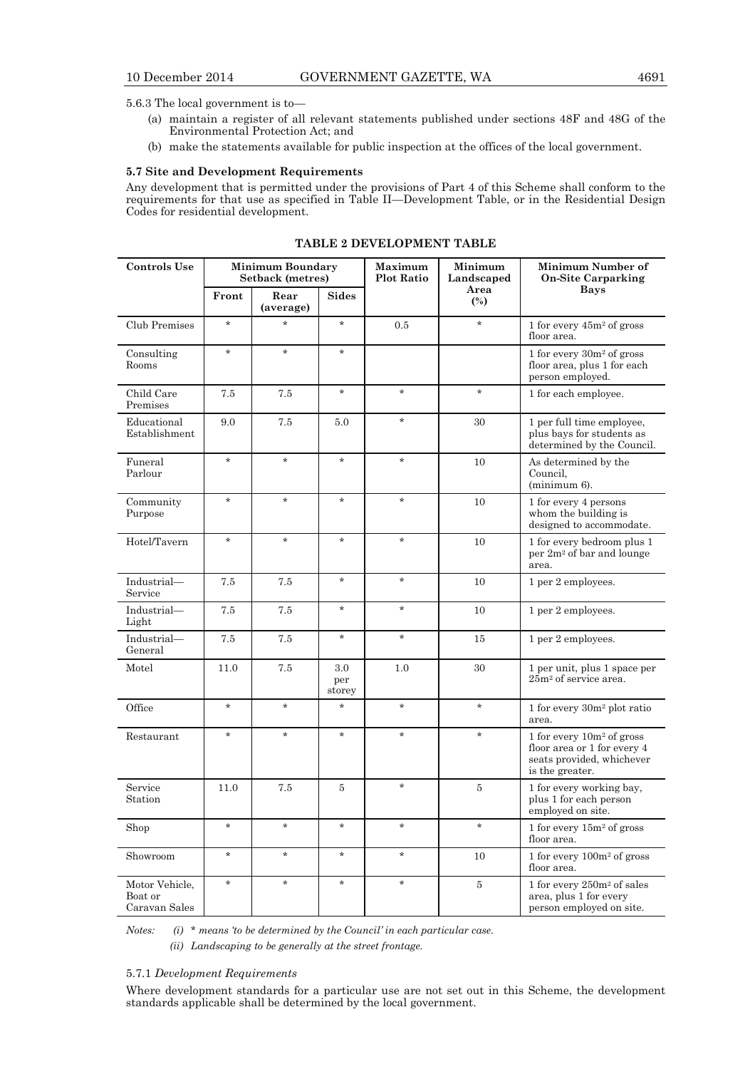5.6.3 The local government is to—

(a) maintain a register of all relevant statements published under sections 48F and 48G of the Environmental Protection Act; and

(b) make the statements available for public inspection at the offices of the local government.

**5.7 Site and Development Requirements**

Any development that is permitted under the provisions of Part 4 of this Scheme shall conform to the requirements for that use as specified in Table II—Development Table, or in the Residential Design Codes for residential development.

**TABLE 2 DEVELOPMENT TABLE**

| Controls Use | Minimum Boundary Setback (metres) | | | Maximum Plot Ratio | Minimum Landscaped Area (%) | Minimum Number of On-Site Carparking Bays |
|---|---|---|---|---|---|---|
| | Front | Rear (average) | Sides | | | |
| Club Premises | * | * | * | 0.5 | * | 1 for every 45m² of gross floor area. |
| Consulting Rooms | * | * | * | | | 1 for every 30m² of gross floor area, plus 1 for each person employed. |
| Child Care Premises | 7.5 | 7.5 | * | * | * | 1 for each employee. |
| Educational Establishment | 9.0 | 7.5 | 5.0 | * | 30 | 1 per full time employee, plus bays for students as determined by the Council. |
| Funeral Parlour | * | * | * | * | 10 | As determined by the Council, (minimum 6). |
| Community Purpose | * | * | * | * | 10 | 1 for every 4 persons whom the building is designed to accommodate. |
| Hotel/Tavern | * | * | * | * | 10 | 1 for every bedroom plus 1 per 2m² of bar and lounge area. |
| Industrial—Service | 7.5 | 7.5 | * | * | 10 | 1 per 2 employees. |
| Industrial—Light | 7.5 | 7.5 | * | * | 10 | 1 per 2 employees. |
| Industrial—General | 7.5 | 7.5 | * | * | 15 | 1 per 2 employees. |
| Motel | 11.0 | 7.5 | 3.0 per storey | 1.0 | 30 | 1 per unit, plus 1 space per 25m² of service area. |
| Office | * | * | * | * | * | 1 for every 30m² plot ratio area. |
| Restaurant | * | * | * | * | * | 1 for every 10m² of gross floor area or 1 for every 4 seats provided, whichever is the greater. |
| Service Station | 11.0 | 7.5 | 5 | * | 5 | 1 for every working bay, plus 1 for each person employed on site. |
| Shop | * | * | * | * | * | 1 for every 15m² of gross floor area. |
| Showroom | * | * | * | * | 10 | 1 for every 100m² of gross floor area. |
| Motor Vehicle, Boat or Caravan Sales | * | * | * | * | 5 | 1 for every 250m² of sales area, plus 1 for every person employed on site. |

*Notes: (i) * means 'to be determined by the Council' in each particular case.*

*(ii) Landscaping to be generally at the street frontage.*

5.7.1 *Development Requirements*

Where development standards for a particular use are not set out in this Scheme, the development standards applicable shall be determined by the local government.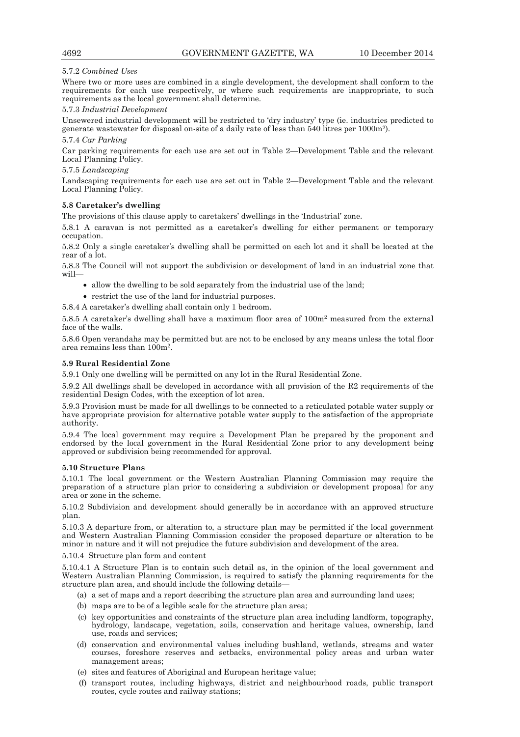5.7.2 *Combined Uses*

Where two or more uses are combined in a single development, the development shall conform to the requirements for each use respectively, or where such requirements are inappropriate, to such requirements as the local government shall determine.

5.7.3 *Industrial Development*

Unsewered industrial development will be restricted to 'dry industry' type (ie. industries predicted to generate wastewater for disposal on-site of a daily rate of less than 540 litres per 1000m$^2$).

5.7.4 *Car Parking*

Car parking requirements for each use are set out in Table 2—Development Table and the relevant Local Planning Policy.

5.7.5 *Landscaping*

Landscaping requirements for each use are set out in Table 2—Development Table and the relevant Local Planning Policy.

**5.8 Caretaker's dwelling**

The provisions of this clause apply to caretakers' dwellings in the 'Industrial' zone.

5.8.1 A caravan is not permitted as a caretaker's dwelling for either permanent or temporary occupation.

5.8.2 Only a single caretaker's dwelling shall be permitted on each lot and it shall be located at the rear of a lot.

5.8.3 The Council will not support the subdivision or development of land in an industrial zone that will—

- allow the dwelling to be sold separately from the industrial use of the land;
- restrict the use of the land for industrial purposes.

5.8.4 A caretaker's dwelling shall contain only 1 bedroom.

5.8.5 A caretaker's dwelling shall have a maximum floor area of 100m$^2$ measured from the external face of the walls.

5.8.6 Open verandahs may be permitted but are not to be enclosed by any means unless the total floor area remains less than 100m$^2$.

**5.9 Rural Residential Zone**

5.9.1 Only one dwelling will be permitted on any lot in the Rural Residential Zone.

5.9.2 All dwellings shall be developed in accordance with all provision of the R2 requirements of the residential Design Codes, with the exception of lot area.

5.9.3 Provision must be made for all dwellings to be connected to a reticulated potable water supply or have appropriate provision for alternative potable water supply to the satisfaction of the appropriate authority.

5.9.4 The local government may require a Development Plan be prepared by the proponent and endorsed by the local government in the Rural Residential Zone prior to any development being approved or subdivision being recommended for approval.

**5.10 Structure Plans**

5.10.1 The local government or the Western Australian Planning Commission may require the preparation of a structure plan prior to considering a subdivision or development proposal for any area or zone in the scheme.

5.10.2 Subdivision and development should generally be in accordance with an approved structure plan.

5.10.3 A departure from, or alteration to, a structure plan may be permitted if the local government and Western Australian Planning Commission consider the proposed departure or alteration to be minor in nature and it will not prejudice the future subdivision and development of the area.

5.10.4 Structure plan form and content

5.10.4.1 A Structure Plan is to contain such detail as, in the opinion of the local government and Western Australian Planning Commission, is required to satisfy the planning requirements for the structure plan area, and should include the following details—

(a) a set of maps and a report describing the structure plan area and surrounding land uses;

(b) maps are to be of a legible scale for the structure plan area;

(c) key opportunities and constraints of the structure plan area including landform, topography, hydrology, landscape, vegetation, soils, conservation and heritage values, ownership, land use, roads and services;

(d) conservation and environmental values including bushland, wetlands, streams and water courses, foreshore reserves and setbacks, environmental policy areas and urban water management areas;

(e) sites and features of Aboriginal and European heritage value;

(f) transport routes, including highways, district and neighbourhood roads, public transport routes, cycle routes and railway stations;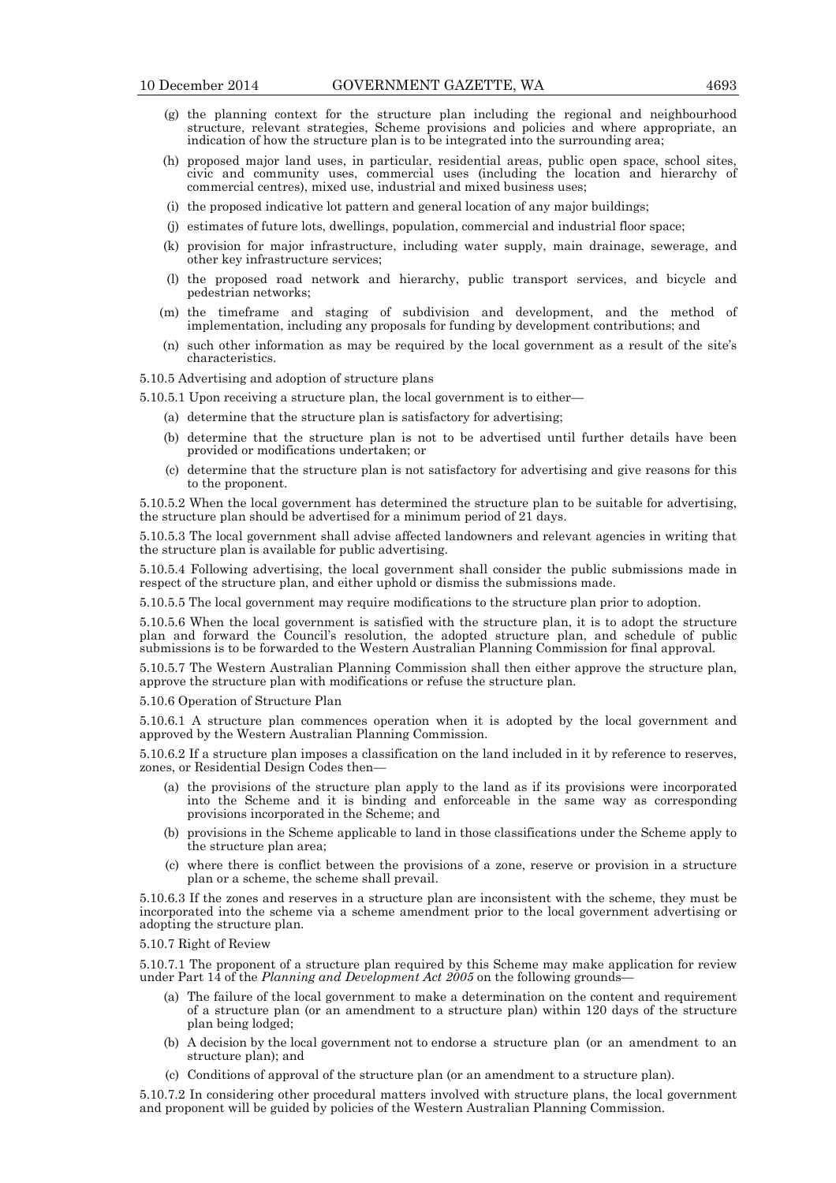(g) the planning context for the structure plan including the regional and neighbourhood structure, relevant strategies, Scheme provisions and policies and where appropriate, an indication of how the structure plan is to be integrated into the surrounding area;

(h) proposed major land uses, in particular, residential areas, public open space, school sites, civic and community uses, commercial uses (including the location and hierarchy of commercial centres), mixed use, industrial and mixed business uses;

(i) the proposed indicative lot pattern and general location of any major buildings;

(j) estimates of future lots, dwellings, population, commercial and industrial floor space;

(k) provision for major infrastructure, including water supply, main drainage, sewerage, and other key infrastructure services;

(l) the proposed road network and hierarchy, public transport services, and bicycle and pedestrian networks;

(m) the timeframe and staging of subdivision and development, and the method of implementation, including any proposals for funding by development contributions; and

(n) such other information as may be required by the local government as a result of the site's characteristics.

5.10.5 Advertising and adoption of structure plans

5.10.5.1 Upon receiving a structure plan, the local government is to either—

(a) determine that the structure plan is satisfactory for advertising;

(b) determine that the structure plan is not to be advertised until further details have been provided or modifications undertaken; or

(c) determine that the structure plan is not satisfactory for advertising and give reasons for this to the proponent.

5.10.5.2 When the local government has determined the structure plan to be suitable for advertising, the structure plan should be advertised for a minimum period of 21 days.

5.10.5.3 The local government shall advise affected landowners and relevant agencies in writing that the structure plan is available for public advertising.

5.10.5.4 Following advertising, the local government shall consider the public submissions made in respect of the structure plan, and either uphold or dismiss the submissions made.

5.10.5.5 The local government may require modifications to the structure plan prior to adoption.

5.10.5.6 When the local government is satisfied with the structure plan, it is to adopt the structure plan and forward the Council's resolution, the adopted structure plan, and schedule of public submissions is to be forwarded to the Western Australian Planning Commission for final approval.

5.10.5.7 The Western Australian Planning Commission shall then either approve the structure plan, approve the structure plan with modifications or refuse the structure plan.

5.10.6 Operation of Structure Plan

5.10.6.1 A structure plan commences operation when it is adopted by the local government and approved by the Western Australian Planning Commission.

5.10.6.2 If a structure plan imposes a classification on the land included in it by reference to reserves, zones, or Residential Design Codes then—

(a) the provisions of the structure plan apply to the land as if its provisions were incorporated into the Scheme and it is binding and enforceable in the same way as corresponding provisions incorporated in the Scheme; and

(b) provisions in the Scheme applicable to land in those classifications under the Scheme apply to the structure plan area;

(c) where there is conflict between the provisions of a zone, reserve or provision in a structure plan or a scheme, the scheme shall prevail.

5.10.6.3 If the zones and reserves in a structure plan are inconsistent with the scheme, they must be incorporated into the scheme via a scheme amendment prior to the local government advertising or adopting the structure plan.

5.10.7 Right of Review

5.10.7.1 The proponent of a structure plan required by this Scheme may make application for review under Part 14 of the *Planning and Development Act 2005* on the following grounds—

(a) The failure of the local government to make a determination on the content and requirement of a structure plan (or an amendment to a structure plan) within 120 days of the structure plan being lodged;

(b) A decision by the local government not to endorse a structure plan (or an amendment to an structure plan); and

(c) Conditions of approval of the structure plan (or an amendment to a structure plan).

5.10.7.2 In considering other procedural matters involved with structure plans, the local government and proponent will be guided by policies of the Western Australian Planning Commission.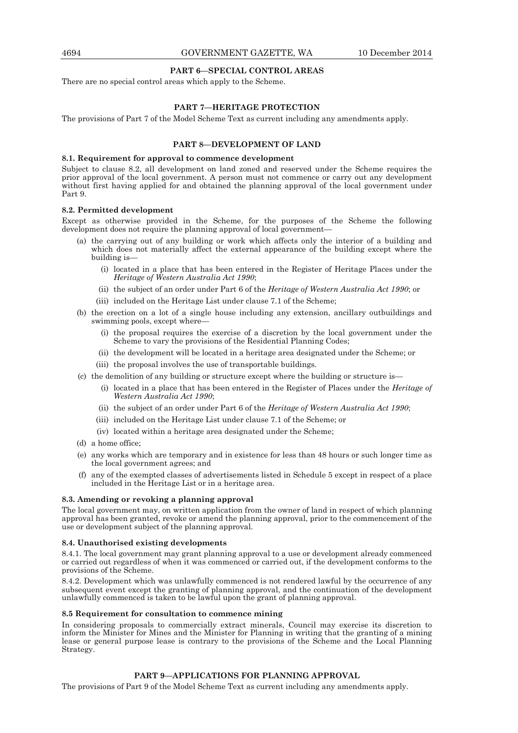## PART 6—SPECIAL CONTROL AREAS

There are no special control areas which apply to the Scheme.

## PART 7—HERITAGE PROTECTION

The provisions of Part 7 of the Model Scheme Text as current including any amendments apply.

## PART 8—DEVELOPMENT OF LAND

### 8.1. Requirement for approval to commence development

Subject to clause 8.2, all development on land zoned and reserved under the Scheme requires the prior approval of the local government. A person must not commence or carry out any development without first having applied for and obtained the planning approval of the local government under Part 9.

### 8.2. Permitted development

Except as otherwise provided in the Scheme, for the purposes of the Scheme the following development does not require the planning approval of local government—

- (a) the carrying out of any building or work which affects only the interior of a building and which does not materially affect the external appearance of the building except where the building is—
  - (i) located in a place that has been entered in the Register of Heritage Places under the *Heritage of Western Australia Act 1990*;
  - (ii) the subject of an order under Part 6 of the *Heritage of Western Australia Act 1990*; or
  - (iii) included on the Heritage List under clause 7.1 of the Scheme;
- (b) the erection on a lot of a single house including any extension, ancillary outbuildings and swimming pools, except where—
  - (i) the proposal requires the exercise of a discretion by the local government under the Scheme to vary the provisions of the Residential Planning Codes;
  - (ii) the development will be located in a heritage area designated under the Scheme; or
  - (iii) the proposal involves the use of transportable buildings.
- (c) the demolition of any building or structure except where the building or structure is—
  - (i) located in a place that has been entered in the Register of Places under the *Heritage of Western Australia Act 1990*;
  - (ii) the subject of an order under Part 6 of the *Heritage of Western Australia Act 1990*;
  - (iii) included on the Heritage List under clause 7.1 of the Scheme; or
  - (iv) located within a heritage area designated under the Scheme;
- (d) a home office;
- (e) any works which are temporary and in existence for less than 48 hours or such longer time as the local government agrees; and
- (f) any of the exempted classes of advertisements listed in Schedule 5 except in respect of a place included in the Heritage List or in a heritage area.

### 8.3. Amending or revoking a planning approval

The local government may, on written application from the owner of land in respect of which planning approval has been granted, revoke or amend the planning approval, prior to the commencement of the use or development subject of the planning approval.

### 8.4. Unauthorised existing developments

8.4.1. The local government may grant planning approval to a use or development already commenced or carried out regardless of when it was commenced or carried out, if the development conforms to the provisions of the Scheme.

8.4.2. Development which was unlawfully commenced is not rendered lawful by the occurrence of any subsequent event except the granting of planning approval, and the continuation of the development unlawfully commenced is taken to be lawful upon the grant of planning approval.

### 8.5 Requirement for consultation to commence mining

In considering proposals to commercially extract minerals, Council may exercise its discretion to inform the Minister for Mines and the Minister for Planning in writing that the granting of a mining lease or general purpose lease is contrary to the provisions of the Scheme and the Local Planning Strategy.

## PART 9—APPLICATIONS FOR PLANNING APPROVAL

The provisions of Part 9 of the Model Scheme Text as current including any amendments apply.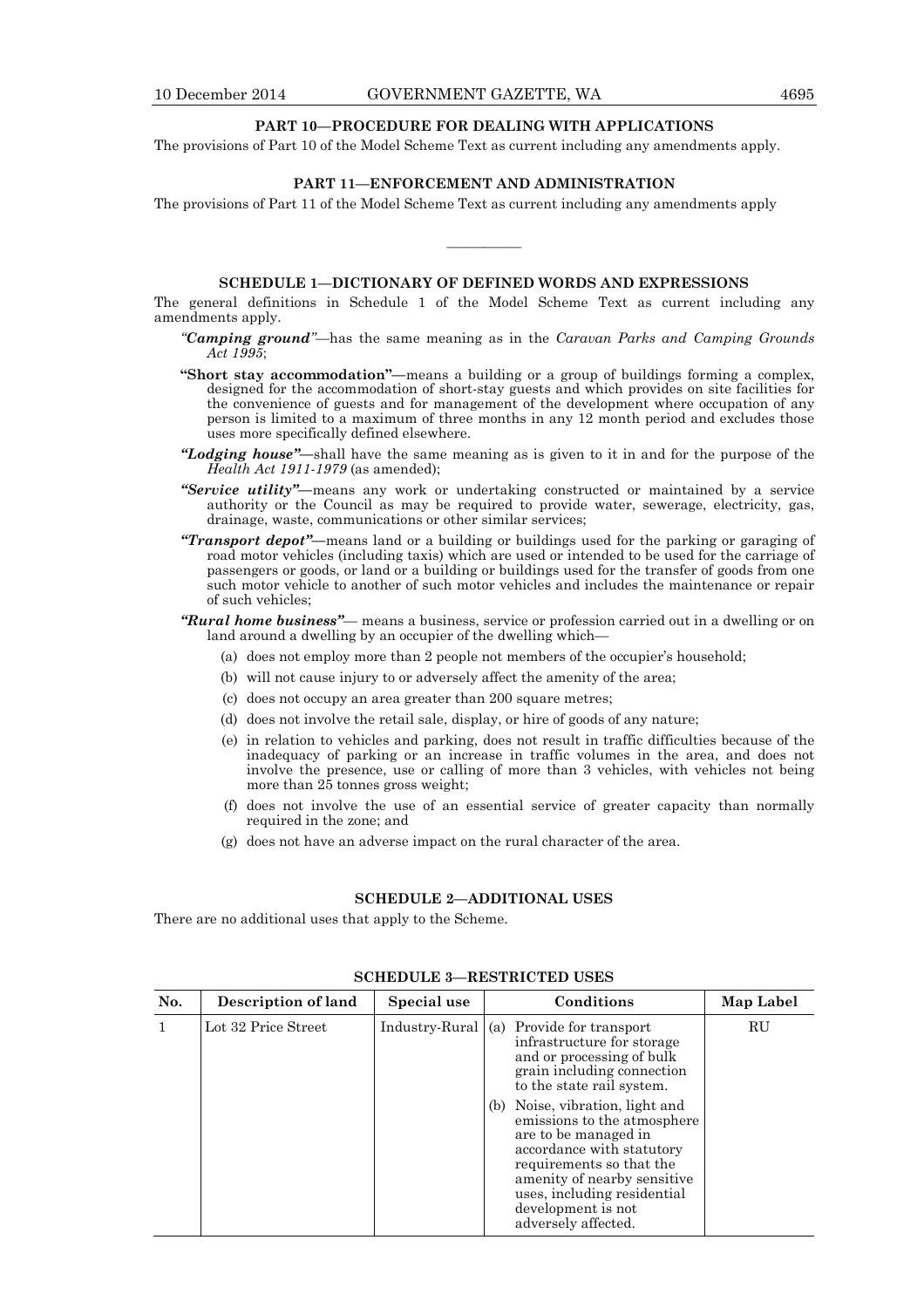## PART 10—PROCEDURE FOR DEALING WITH APPLICATIONS

The provisions of Part 10 of the Model Scheme Text as current including any amendments apply.

## PART 11—ENFORCEMENT AND ADMINISTRATION

The provisions of Part 11 of the Model Scheme Text as current including any amendments apply

———————

## SCHEDULE 1—DICTIONARY OF DEFINED WORDS AND EXPRESSIONS

The general definitions in Schedule 1 of the Model Scheme Text as current including any amendments apply.

*"Camping ground"*—has the same meaning as in the *Caravan Parks and Camping Grounds Act 1995*;

**"Short stay accommodation"—**means a building or a group of buildings forming a complex, designed for the accommodation of short-stay guests and which provides on site facilities for the convenience of guests and for management of the development where occupation of any person is limited to a maximum of three months in any 12 month period and excludes those uses more specifically defined elsewhere.

***"Lodging house"*—**shall have the same meaning as is given to it in and for the purpose of the *Health Act 1911-1979* (as amended);

***"Service utility"*—**means any work or undertaking constructed or maintained by a service authority or the Council as may be required to provide water, sewerage, electricity, gas, drainage, waste, communications or other similar services;

***"Transport depot"*—**means land or a building or buildings used for the parking or garaging of road motor vehicles (including taxis) which are used or intended to be used for the carriage of passengers or goods, or land or a building or buildings used for the transfer of goods from one such motor vehicle to another of such motor vehicles and includes the maintenance or repair of such vehicles;

***"Rural home business"*—** means a business, service or profession carried out in a dwelling or on land around a dwelling by an occupier of the dwelling which—

(a) does not employ more than 2 people not members of the occupier's household;

(b) will not cause injury to or adversely affect the amenity of the area;

(c) does not occupy an area greater than 200 square metres;

(d) does not involve the retail sale, display, or hire of goods of any nature;

(e) in relation to vehicles and parking, does not result in traffic difficulties because of the inadequacy of parking or an increase in traffic volumes in the area, and does not involve the presence, use or calling of more than 3 vehicles, with vehicles not being more than 25 tonnes gross weight;

(f) does not involve the use of an essential service of greater capacity than normally required in the zone; and

(g) does not have an adverse impact on the rural character of the area.

## SCHEDULE 2—ADDITIONAL USES

There are no additional uses that apply to the Scheme.

## SCHEDULE 3—RESTRICTED USES

| No. | Description of land | Special use | Conditions | Map Label |
|---|---|---|---|---|
| 1 | Lot 32 Price Street | Industry-Rural | (a) Provide for transport infrastructure for storage and or processing of bulk grain including connection to the state rail system.<br><br>(b) Noise, vibration, light and emissions to the atmosphere are to be managed in accordance with statutory requirements so that the amenity of nearby sensitive uses, including residential development is not adversely affected. | RU |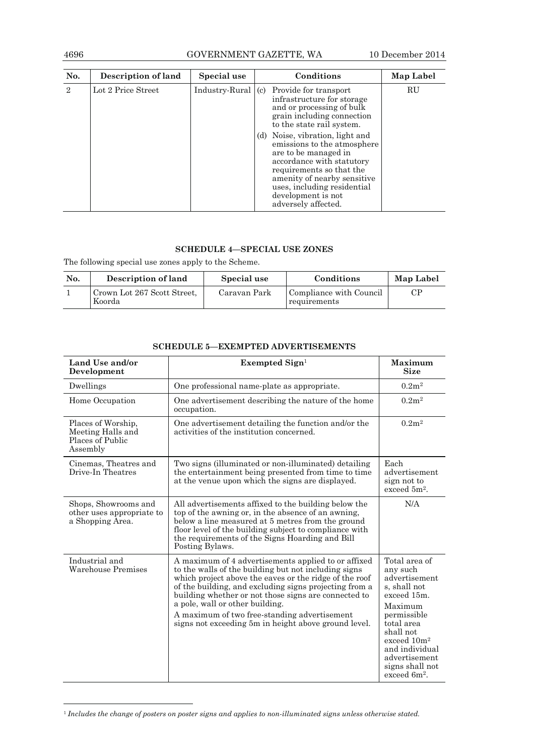| No. | Description of land | Special use | Conditions | Map Label |
|---|---|---|---|---|
| 2 | Lot 2 Price Street | Industry-Rural | (c) Provide for transport infrastructure for storage and or processing of bulk grain including connection to the state rail system.<br>(d) Noise, vibration, light and emissions to the atmosphere are to be managed in accordance with statutory requirements so that the amenity of nearby sensitive uses, including residential development is not adversely affected. | RU |

### SCHEDULE 4—SPECIAL USE ZONES

The following special use zones apply to the Scheme.

| No. | Description of land | Special use | Conditions | Map Label |
|---|---|---|---|---|
| 1 | Crown Lot 267 Scott Street, Koorda | Caravan Park | Compliance with Council requirements | CP |

### SCHEDULE 5—EXEMPTED ADVERTISEMENTS

| Land Use and/or Development | Exempted Sign[1] | Maximum Size |
|---|---|---|
| Dwellings | One professional name-plate as appropriate. | $0.2m^2$ |
| Home Occupation | One advertisement describing the nature of the home occupation. | $0.2m^2$ |
| Places of Worship, Meeting Halls and Places of Public Assembly | One advertisement detailing the function and/or the activities of the institution concerned. | $0.2m^2$ |
| Cinemas, Theatres and Drive-In Theatres | Two signs (illuminated or non-illuminated) detailing the entertainment being presented from time to time at the venue upon which the signs are displayed. | Each advertisement sign not to exceed $5m^2$. |
| Shops, Showrooms and other uses appropriate to a Shopping Area. | All advertisements affixed to the building below the top of the awning or, in the absence of an awning, below a line measured at 5 metres from the ground floor level of the building subject to compliance with the requirements of the Signs Hoarding and Bill Posting Bylaws. | N/A |
| Industrial and Warehouse Premises | A maximum of 4 advertisements applied to or affixed to the walls of the building but not including signs which project above the eaves or the ridge of the roof of the building, and excluding signs projecting from a building whether or not those signs are connected to a pole, wall or other building.<br>A maximum of two free-standing advertisement signs not exceeding 5m in height above ground level. | Total area of any such advertisements, shall not exceed 15m.<br>Maximum permissible total area shall not exceed $10m^2$ and individual advertisement signs shall not exceed $6m^2$. |

[1] *Includes the change of posters on poster signs and applies to non-illuminated signs unless otherwise stated.*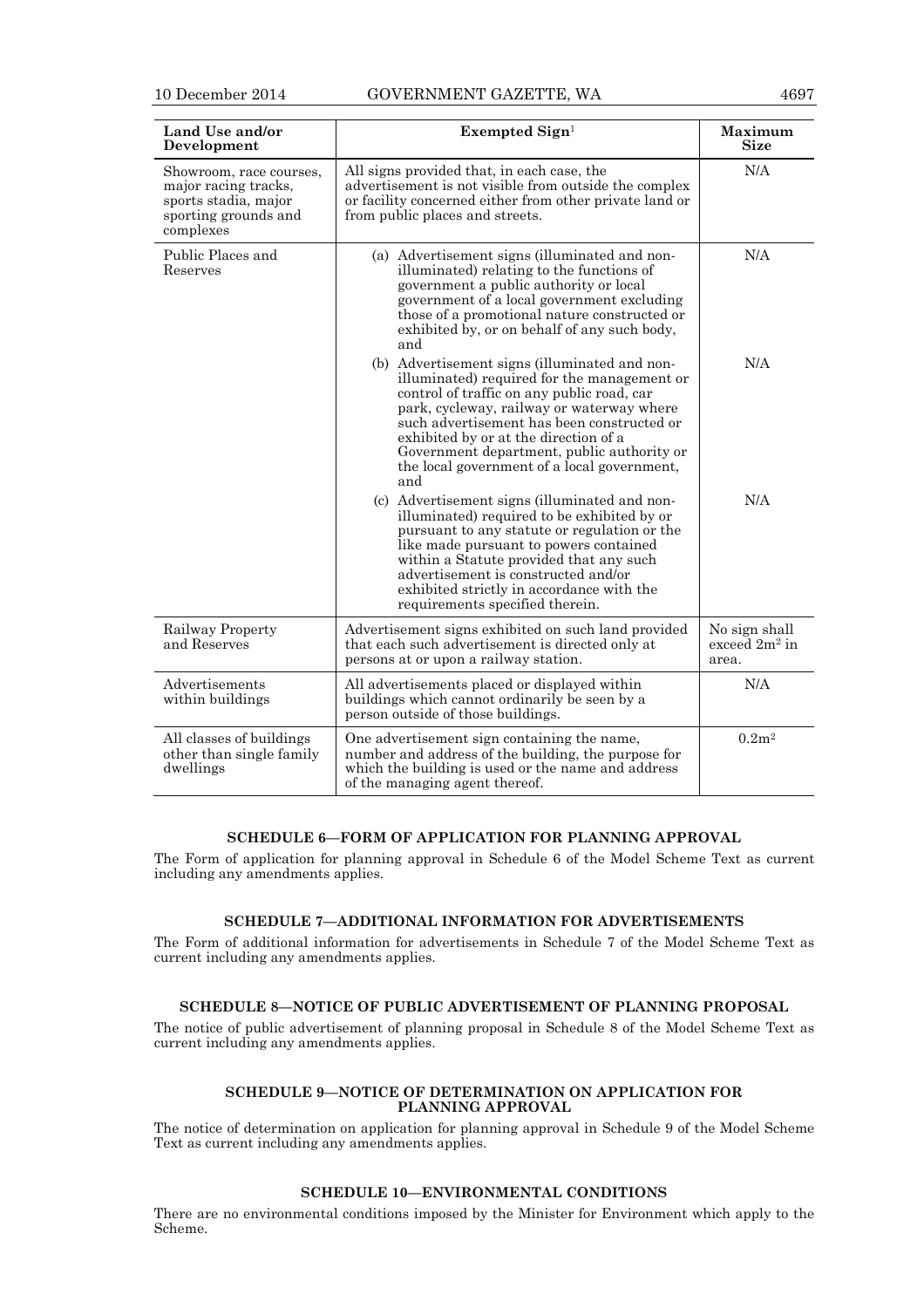| Land Use and/or Development | Exempted Sign[1] | Maximum Size |
|---|---|---|
| Showroom, race courses, major racing tracks, sports stadia, major sporting grounds and complexes | All signs provided that, in each case, the advertisement is not visible from outside the complex or facility concerned either from other private land or from public places and streets. | N/A |
| Public Places and Reserves | (a) Advertisement signs (illuminated and non-illuminated) relating to the functions of government a public authority or local government of a local government excluding those of a promotional nature constructed or exhibited by, or on behalf of any such body, and | N/A |
| | (b) Advertisement signs (illuminated and non-illuminated) required for the management or control of traffic on any public road, car park, cycleway, railway or waterway where such advertisement has been constructed or exhibited by or at the direction of a Government department, public authority or the local government of a local government, and | N/A |
| | (c) Advertisement signs (illuminated and non-illuminated) required to be exhibited by or pursuant to any statute or regulation or the like made pursuant to powers contained within a Statute provided that any such advertisement is constructed and/or exhibited strictly in accordance with the requirements specified therein. | N/A |
| Railway Property and Reserves | Advertisement signs exhibited on such land provided that each such advertisement is directed only at persons at or upon a railway station. | No sign shall exceed $2m^2$ in area. |
| Advertisements within buildings | All advertisements placed or displayed within buildings which cannot ordinarily be seen by a person outside of those buildings. | N/A |
| All classes of buildings other than single family dwellings | One advertisement sign containing the name, number and address of the building, the purpose for which the building is used or the name and address of the managing agent thereof. | $0.2m^2$ |

### SCHEDULE 6—FORM OF APPLICATION FOR PLANNING APPROVAL

The Form of application for planning approval in Schedule 6 of the Model Scheme Text as current including any amendments applies.

### SCHEDULE 7—ADDITIONAL INFORMATION FOR ADVERTISEMENTS

The Form of additional information for advertisements in Schedule 7 of the Model Scheme Text as current including any amendments applies.

### SCHEDULE 8—NOTICE OF PUBLIC ADVERTISEMENT OF PLANNING PROPOSAL

The notice of public advertisement of planning proposal in Schedule 8 of the Model Scheme Text as current including any amendments applies.

### SCHEDULE 9—NOTICE OF DETERMINATION ON APPLICATION FOR PLANNING APPROVAL

The notice of determination on application for planning approval in Schedule 9 of the Model Scheme Text as current including any amendments applies.

### SCHEDULE 10—ENVIRONMENTAL CONDITIONS

There are no environmental conditions imposed by the Minister for Environment which apply to the Scheme.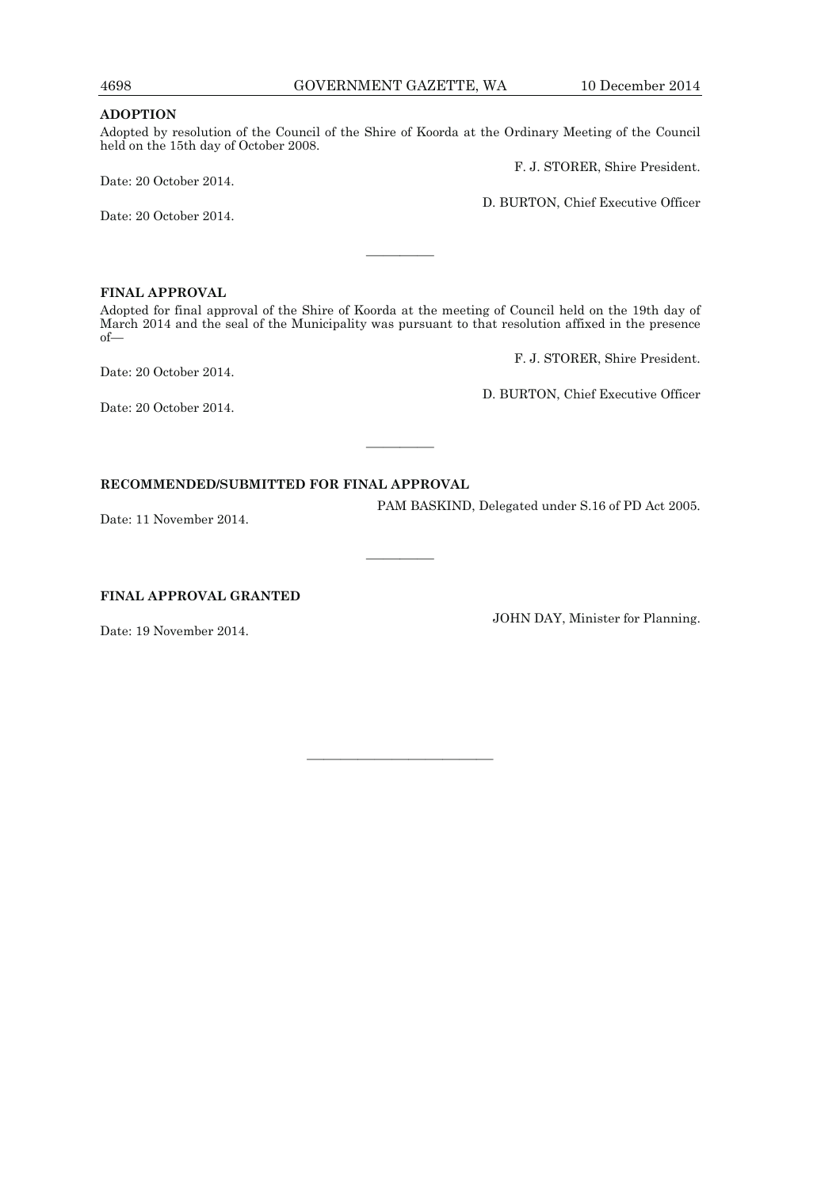**ADOPTION**

Adopted by resolution of the Council of the Shire of Koorda at the Ordinary Meeting of the Council held on the 15th day of October 2008.

F. J. STORER, Shire President.

Date: 20 October 2014.

D. BURTON, Chief Executive Officer

Date: 20 October 2014.

---

**FINAL APPROVAL**

Adopted for final approval of the Shire of Koorda at the meeting of Council held on the 19th day of March 2014 and the seal of the Municipality was pursuant to that resolution affixed in the presence of—

F. J. STORER, Shire President.

Date: 20 October 2014.

D. BURTON, Chief Executive Officer

Date: 20 October 2014.

---

**RECOMMENDED/SUBMITTED FOR FINAL APPROVAL**

PAM BASKIND, Delegated under S.16 of PD Act 2005.

Date: 11 November 2014.

---

**FINAL APPROVAL GRANTED**

JOHN DAY, Minister for Planning.

Date: 19 November 2014.

---